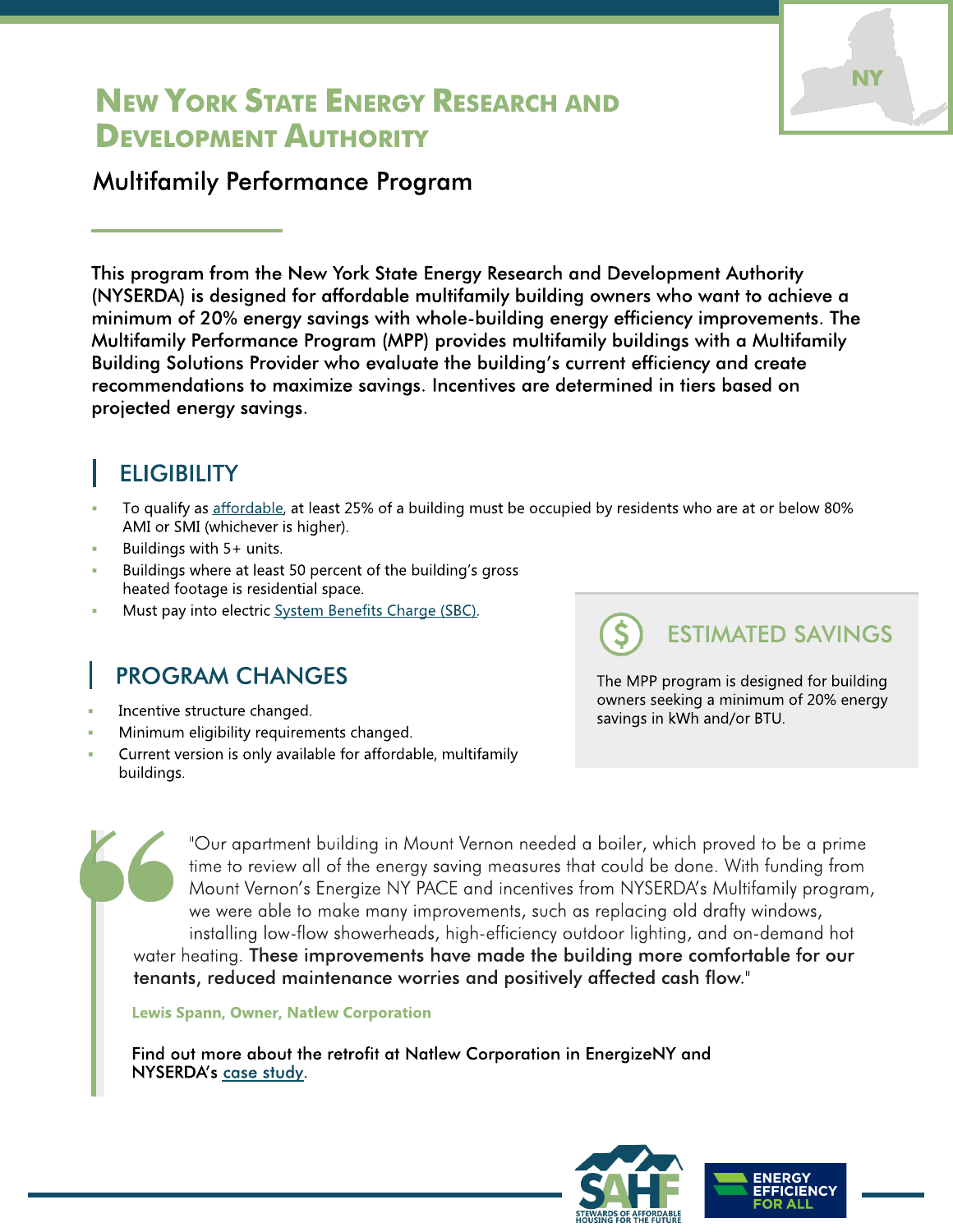# New York State Energy Research and Development Authority

## Multifamily Performance Program

This program from the New York State Energy Research and Development Authority (NYSERDA) is designed for affordable multifamily building owners who want to achieve a minimum of 20% energy savings with whole-building energy efficiency improvements. The Multifamily Performance Program (MPP) provides multifamily buildings with a Multifamily Building Solutions Provider who evaluate the building's current efficiency and create recommendations to maximize savings. Incentives are determined in tiers based on projected energy savings.

## ELIGIBILITY

- To qualify as affordable, at least 25% of a building must be occupied by residents who are at or below 80% AMI or SMI (whichever is higher).
- Buildings with 5+ units.
- Buildings where at least 50 percent of the building's gross heated footage is residential space.
- Must pay into electric System Benefits Charge (SBC).

## PROGRAM CHANGES

- Incentive structure changed.
- Minimum eligibility requirements changed.
- Current version is only available for affordable, multifamily buildings.

## ESTIMATED SAVINGS

The MPP program is designed for building owners seeking a minimum of 20% energy savings in kWh and/or BTU.

> "Our apartment building in Mount Vernon needed a boiler, which proved to be a prime time to review all of the energy saving measures that could be done. With funding from Mount Vernon's Energize NY PACE and incentives from NYSERDA's Multifamily program, we were able to make many improvements, such as replacing old drafty windows, installing low-flow showerheads, high-efficiency outdoor lighting, and on-demand hot water heating. **These improvements have made the building more comfortable for our tenants, reduced maintenance worries and positively affected cash flow.**"
>
> **Lewis Spann, Owner, Natlew Corporation**

Find out more about the retrofit at Natlew Corporation in EnergizeNY and NYSERDA's case study.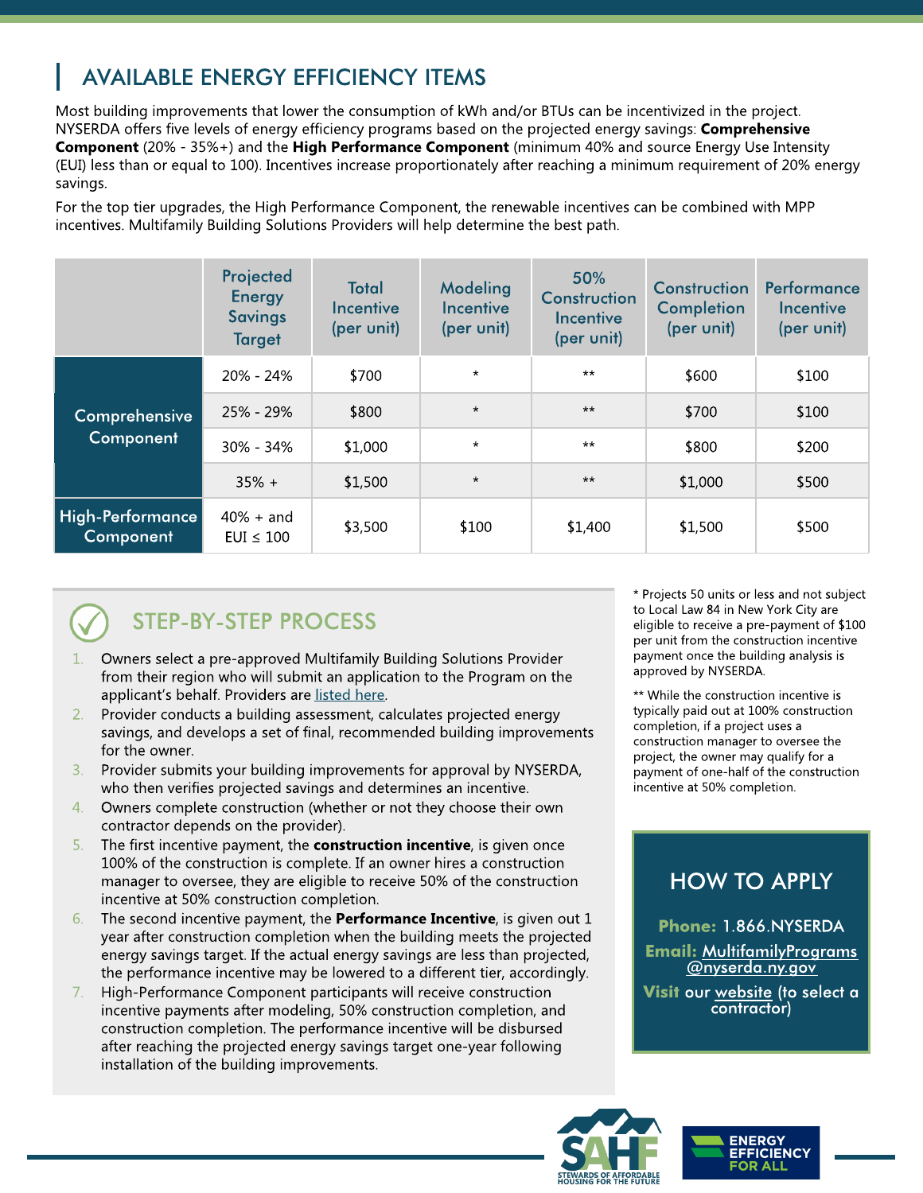## AVAILABLE ENERGY EFFICIENCY ITEMS

Most building improvements that lower the consumption of kWh and/or BTUs can be incentivized in the project. NYSERDA offers five levels of energy efficiency programs based on the projected energy savings: **Comprehensive Component** (20% - 35%+) and the **High Performance Component** (minimum 40% and source Energy Use Intensity (EUI) less than or equal to 100). Incentives increase proportionately after reaching a minimum requirement of 20% energy savings.

For the top tier upgrades, the High Performance Component, the renewable incentives can be combined with MPP incentives. Multifamily Building Solutions Providers will help determine the best path.

| | Projected Energy Savings Target | Total Incentive (per unit) | Modeling Incentive (per unit) | 50% Construction Incentive (per unit) | Construction Completion (per unit) | Performance Incentive (per unit) |
|---|---|---|---|---|---|---|
| Comprehensive Component | 20% - 24% | $700 | * | ** | $600 | $100 |
| | 25% - 29% | $800 | * | ** | $700 | $100 |
| | 30% - 34% | $1,000 | * | ** | $800 | $200 |
| | 35% + | $1,500 | * | ** | $1,000 | $500 |
| High-Performance Component | 40% + and EUI ≤ 100 | $3,500 | $100 | $1,400 | $1,500 | $500 |

* Projects 50 units or less and not subject to Local Law 84 in New York City are eligible to receive a pre-payment of $100 per unit from the construction incentive payment once the building analysis is approved by NYSERDA.

** While the construction incentive is typically paid out at 100% construction completion, if a project uses a construction manager to oversee the project, the owner may qualify for a payment of one-half of the construction incentive at 50% completion.

### STEP-BY-STEP PROCESS

1. Owners select a pre-approved Multifamily Building Solutions Provider from their region who will submit an application to the Program on the applicant's behalf. Providers are listed here.
2. Provider conducts a building assessment, calculates projected energy savings, and develops a set of final, recommended building improvements for the owner.
3. Provider submits your building improvements for approval by NYSERDA, who then verifies projected savings and determines an incentive.
4. Owners complete construction (whether or not they choose their own contractor depends on the provider).
5. The first incentive payment, the **construction incentive**, is given once 100% of the construction is complete. If an owner hires a construction manager to oversee, they are eligible to receive 50% of the construction incentive at 50% construction completion.
6. The second incentive payment, the **Performance Incentive**, is given out 1 year after construction completion when the building meets the projected energy savings target. If the actual energy savings are less than projected, the performance incentive may be lowered to a different tier, accordingly.
7. High-Performance Component participants will receive construction incentive payments after modeling, 50% construction completion, and construction completion. The performance incentive will be disbursed after reaching the projected energy savings target one-year following installation of the building improvements.

### HOW TO APPLY

**Phone:** 1.866.NYSERDA

**Email:** MultifamilyPrograms@nyserda.ny.gov

**Visit** our website (to select a contractor)

SAHF STEWARDS OF AFFORDABLE HOUSING FOR THE FUTURE

ENERGY EFFICIENCY FOR ALL